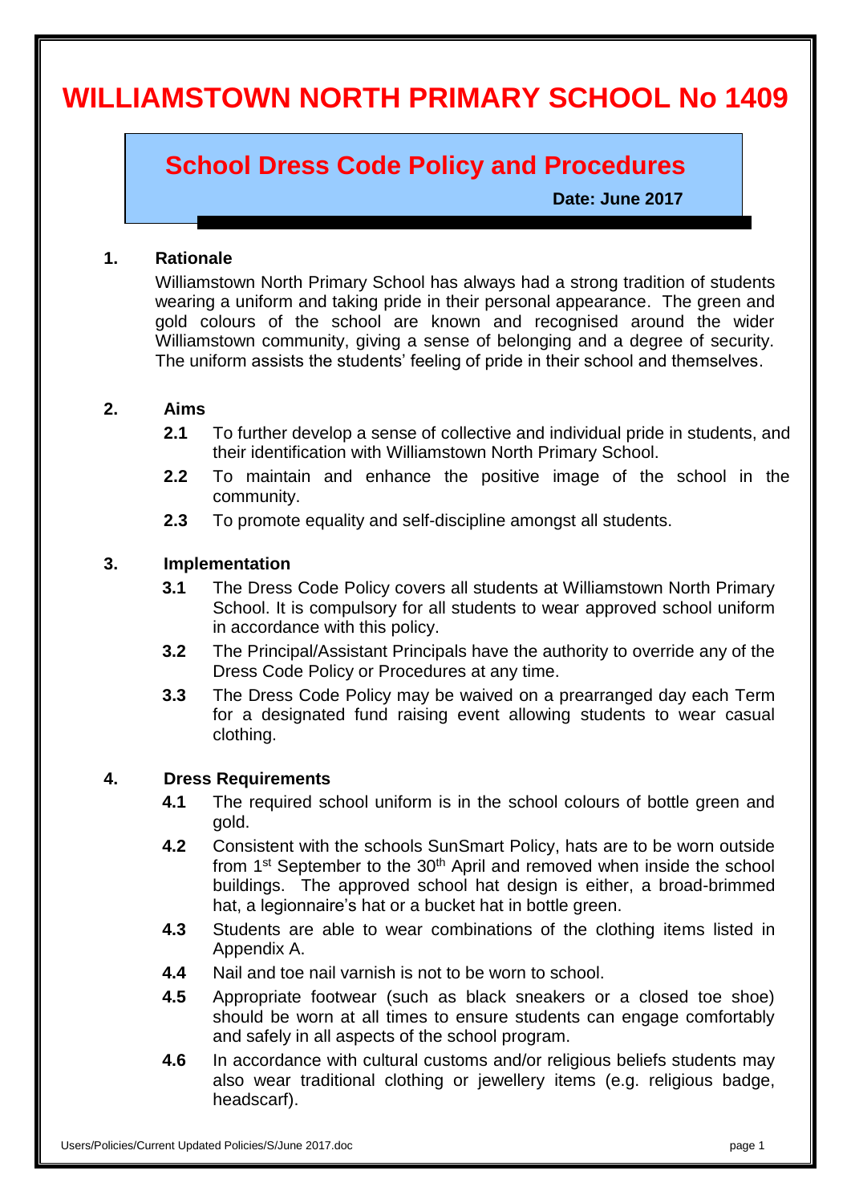# WILLIAMSTOWN NORTH PRIMARY SCHOOL No 1409

## School Dress Code Policy and Procedures

**Date: June 2017**

### 1. Rationale

Williamstown North Primary School has always had a strong tradition of students wearing a uniform and taking pride in their personal appearance. The green and gold colours of the school are known and recognised around the wider Williamstown community, giving a sense of belonging and a degree of security. The uniform assists the students' feeling of pride in their school and themselves.

### 2. Aims

**2.1** To further develop a sense of collective and individual pride in students, and their identification with Williamstown North Primary School.

**2.2** To maintain and enhance the positive image of the school in the community.

**2.3** To promote equality and self-discipline amongst all students.

### 3. Implementation

**3.1** The Dress Code Policy covers all students at Williamstown North Primary School. It is compulsory for all students to wear approved school uniform in accordance with this policy.

**3.2** The Principal/Assistant Principals have the authority to override any of the Dress Code Policy or Procedures at any time.

**3.3** The Dress Code Policy may be waived on a prearranged day each Term for a designated fund raising event allowing students to wear casual clothing.

### 4. Dress Requirements

**4.1** The required school uniform is in the school colours of bottle green and gold.

**4.2** Consistent with the schools SunSmart Policy, hats are to be worn outside from 1st September to the 30th April and removed when inside the school buildings. The approved school hat design is either, a broad-brimmed hat, a legionnaire's hat or a bucket hat in bottle green.

**4.3** Students are able to wear combinations of the clothing items listed in Appendix A.

**4.4** Nail and toe nail varnish is not to be worn to school.

**4.5** Appropriate footwear (such as black sneakers or a closed toe shoe) should be worn at all times to ensure students can engage comfortably and safely in all aspects of the school program.

**4.6** In accordance with cultural customs and/or religious beliefs students may also wear traditional clothing or jewellery items (e.g. religious badge, headscarf).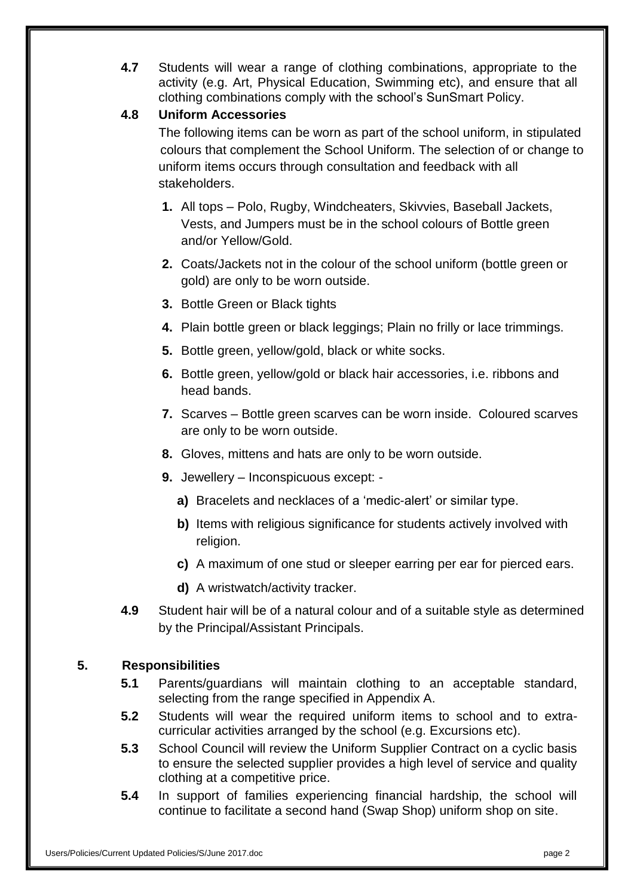**4.7** Students will wear a range of clothing combinations, appropriate to the activity (e.g. Art, Physical Education, Swimming etc), and ensure that all clothing combinations comply with the school's SunSmart Policy.

**4.8 Uniform Accessories**

The following items can be worn as part of the school uniform, in stipulated colours that complement the School Uniform. The selection of or change to uniform items occurs through consultation and feedback with all stakeholders.

1. All tops – Polo, Rugby, Windcheaters, Skivvies, Baseball Jackets, Vests, and Jumpers must be in the school colours of Bottle green and/or Yellow/Gold.
2. Coats/Jackets not in the colour of the school uniform (bottle green or gold) are only to be worn outside.
3. Bottle Green or Black tights
4. Plain bottle green or black leggings; Plain no frilly or lace trimmings.
5. Bottle green, yellow/gold, black or white socks.
6. Bottle green, yellow/gold or black hair accessories, i.e. ribbons and head bands.
7. Scarves – Bottle green scarves can be worn inside. Coloured scarves are only to be worn outside.
8. Gloves, mittens and hats are only to be worn outside.
9. Jewellery – Inconspicuous except: -
   - **a)** Bracelets and necklaces of a 'medic-alert' or similar type.
   - **b)** Items with religious significance for students actively involved with religion.
   - **c)** A maximum of one stud or sleeper earring per ear for pierced ears.
   - **d)** A wristwatch/activity tracker.

**4.9** Student hair will be of a natural colour and of a suitable style as determined by the Principal/Assistant Principals.

## 5. Responsibilities

**5.1** Parents/guardians will maintain clothing to an acceptable standard, selecting from the range specified in Appendix A.

**5.2** Students will wear the required uniform items to school and to extra-curricular activities arranged by the school (e.g. Excursions etc).

**5.3** School Council will review the Uniform Supplier Contract on a cyclic basis to ensure the selected supplier provides a high level of service and quality clothing at a competitive price.

**5.4** In support of families experiencing financial hardship, the school will continue to facilitate a second hand (Swap Shop) uniform shop on site.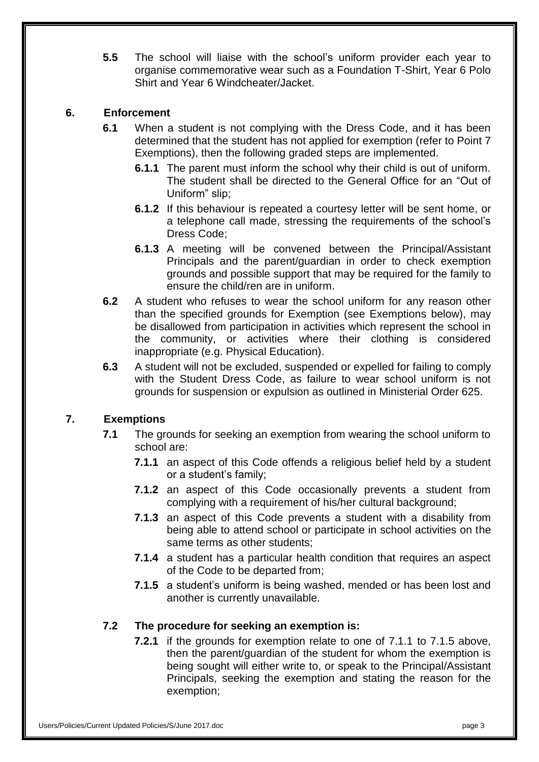**5.5** The school will liaise with the school's uniform provider each year to organise commemorative wear such as a Foundation T-Shirt, Year 6 Polo Shirt and Year 6 Windcheater/Jacket.

## 6. Enforcement

**6.1** When a student is not complying with the Dress Code, and it has been determined that the student has not applied for exemption (refer to Point 7 Exemptions), then the following graded steps are implemented.

**6.1.1** The parent must inform the school why their child is out of uniform. The student shall be directed to the General Office for an "Out of Uniform" slip;

**6.1.2** If this behaviour is repeated a courtesy letter will be sent home, or a telephone call made, stressing the requirements of the school's Dress Code;

**6.1.3** A meeting will be convened between the Principal/Assistant Principals and the parent/guardian in order to check exemption grounds and possible support that may be required for the family to ensure the child/ren are in uniform.

**6.2** A student who refuses to wear the school uniform for any reason other than the specified grounds for Exemption (see Exemptions below), may be disallowed from participation in activities which represent the school in the community, or activities where their clothing is considered inappropriate (e.g. Physical Education).

**6.3** A student will not be excluded, suspended or expelled for failing to comply with the Student Dress Code, as failure to wear school uniform is not grounds for suspension or expulsion as outlined in Ministerial Order 625.

## 7. Exemptions

**7.1** The grounds for seeking an exemption from wearing the school uniform to school are:

**7.1.1** an aspect of this Code offends a religious belief held by a student or a student's family;

**7.1.2** an aspect of this Code occasionally prevents a student from complying with a requirement of his/her cultural background;

**7.1.3** an aspect of this Code prevents a student with a disability from being able to attend school or participate in school activities on the same terms as other students;

**7.1.4** a student has a particular health condition that requires an aspect of the Code to be departed from;

**7.1.5** a student's uniform is being washed, mended or has been lost and another is currently unavailable.

### 7.2 The procedure for seeking an exemption is:

**7.2.1** if the grounds for exemption relate to one of 7.1.1 to 7.1.5 above, then the parent/guardian of the student for whom the exemption is being sought will either write to, or speak to the Principal/Assistant Principals, seeking the exemption and stating the reason for the exemption;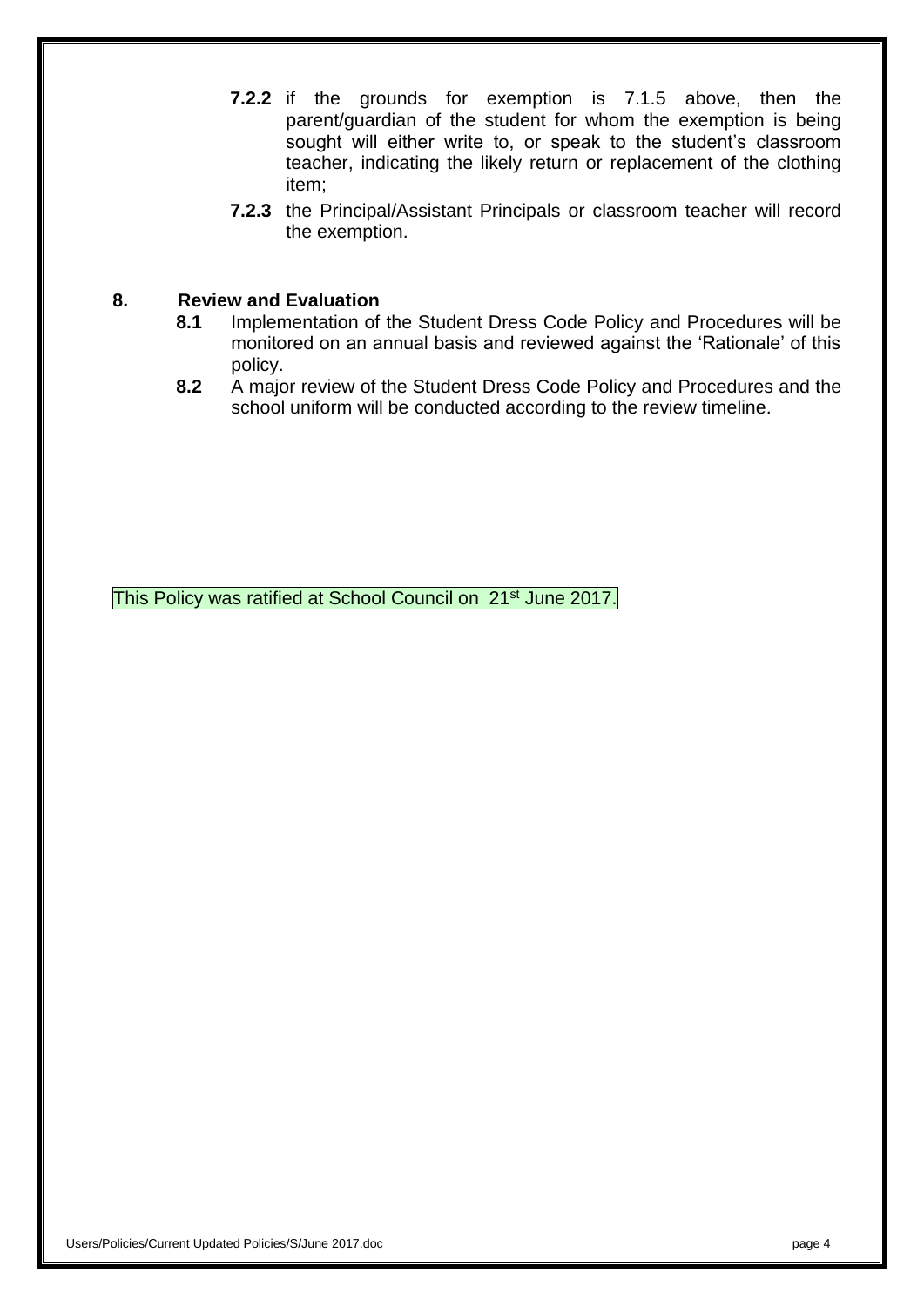**7.2.2** if the grounds for exemption is 7.1.5 above, then the parent/guardian of the student for whom the exemption is being sought will either write to, or speak to the student's classroom teacher, indicating the likely return or replacement of the clothing item;

**7.2.3** the Principal/Assistant Principals or classroom teacher will record the exemption.

## 8. Review and Evaluation

**8.1** Implementation of the Student Dress Code Policy and Procedures will be monitored on an annual basis and reviewed against the 'Rationale' of this policy.

**8.2** A major review of the Student Dress Code Policy and Procedures and the school uniform will be conducted according to the review timeline.

This Policy was ratified at School Council on 21st June 2017.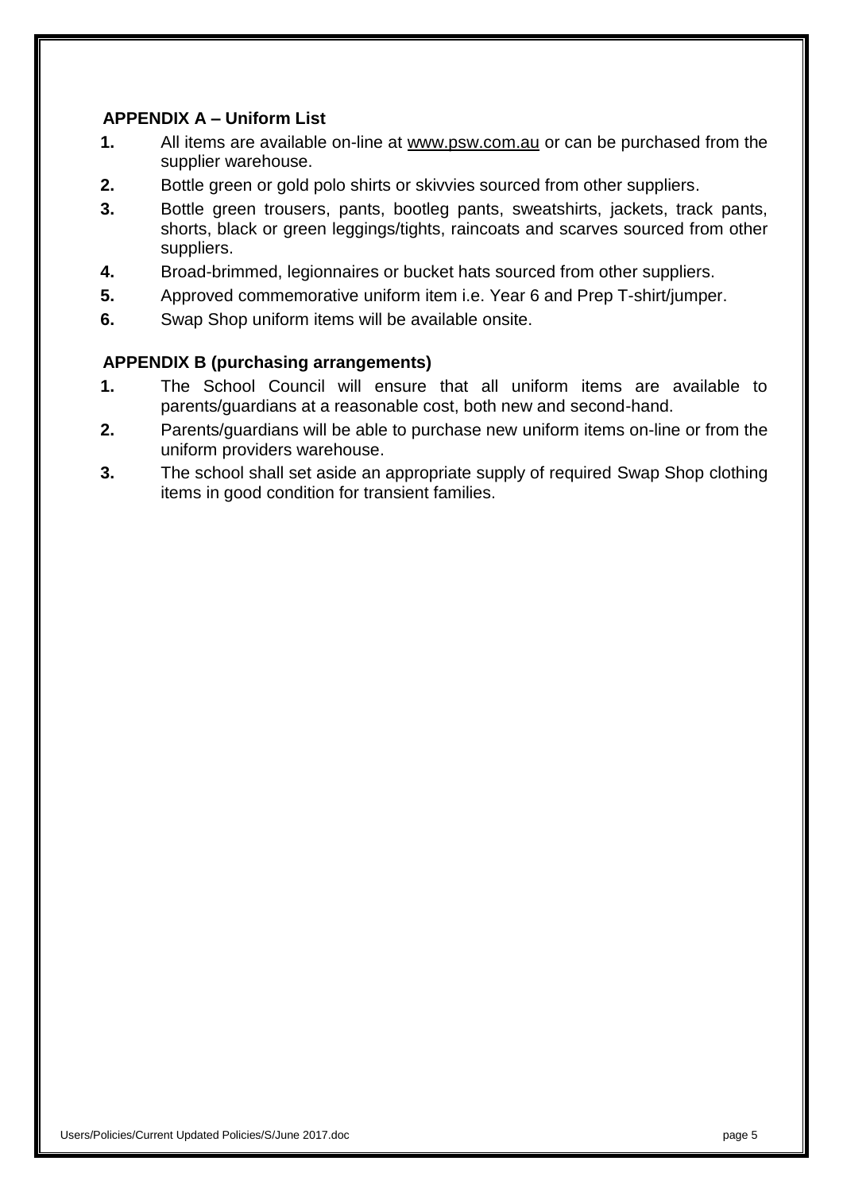**APPENDIX A – Uniform List**

1. All items are available on-line at www.psw.com.au or can be purchased from the supplier warehouse.
2. Bottle green or gold polo shirts or skivvies sourced from other suppliers.
3. Bottle green trousers, pants, bootleg pants, sweatshirts, jackets, track pants, shorts, black or green leggings/tights, raincoats and scarves sourced from other suppliers.
4. Broad-brimmed, legionnaires or bucket hats sourced from other suppliers.
5. Approved commemorative uniform item i.e. Year 6 and Prep T-shirt/jumper.
6. Swap Shop uniform items will be available onsite.

**APPENDIX B (purchasing arrangements)**

1. The School Council will ensure that all uniform items are available to parents/guardians at a reasonable cost, both new and second-hand.
2. Parents/guardians will be able to purchase new uniform items on-line or from the uniform providers warehouse.
3. The school shall set aside an appropriate supply of required Swap Shop clothing items in good condition for transient families.